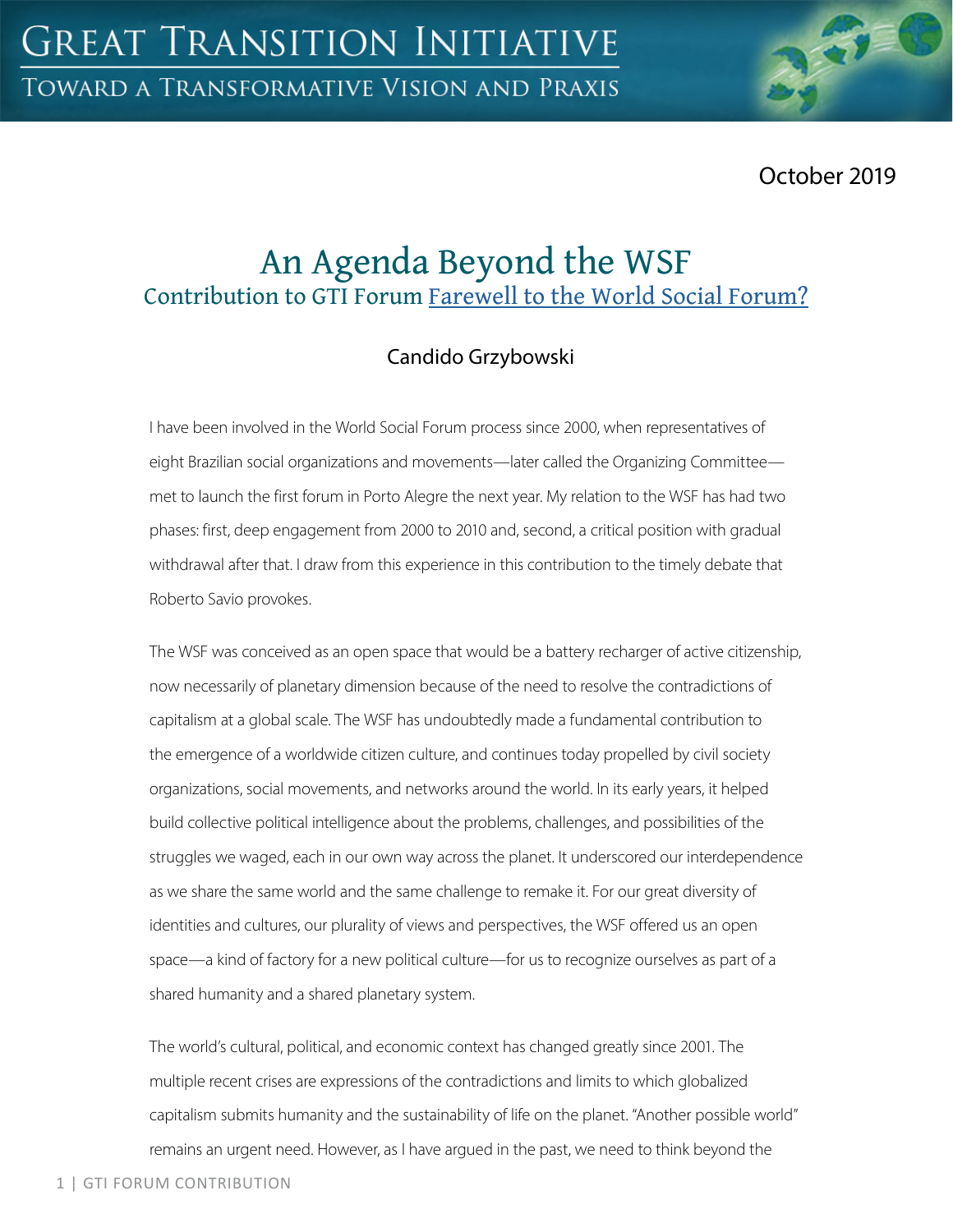# GREAT TRANSITION INITIATIVE

TOWARD A TRANSFORMATIVE VISION AND PRAXIS

October 2019

## An Agenda Beyond the WSF

### Contribution to GTI Forum Farewell to the World Social Forum?

Candido Grzybowski

I have been involved in the World Social Forum process since 2000, when representatives of eight Brazilian social organizations and movements—later called the Organizing Committee—met to launch the first forum in Porto Alegre the next year. My relation to the WSF has had two phases: first, deep engagement from 2000 to 2010 and, second, a critical position with gradual withdrawal after that. I draw from this experience in this contribution to the timely debate that Roberto Savio provokes.

The WSF was conceived as an open space that would be a battery recharger of active citizenship, now necessarily of planetary dimension because of the need to resolve the contradictions of capitalism at a global scale. The WSF has undoubtedly made a fundamental contribution to the emergence of a worldwide citizen culture, and continues today propelled by civil society organizations, social movements, and networks around the world. In its early years, it helped build collective political intelligence about the problems, challenges, and possibilities of the struggles we waged, each in our own way across the planet. It underscored our interdependence as we share the same world and the same challenge to remake it. For our great diversity of identities and cultures, our plurality of views and perspectives, the WSF offered us an open space—a kind of factory for a new political culture—for us to recognize ourselves as part of a shared humanity and a shared planetary system.

The world's cultural, political, and economic context has changed greatly since 2001. The multiple recent crises are expressions of the contradictions and limits to which globalized capitalism submits humanity and the sustainability of life on the planet. "Another possible world" remains an urgent need. However, as I have argued in the past, we need to think beyond the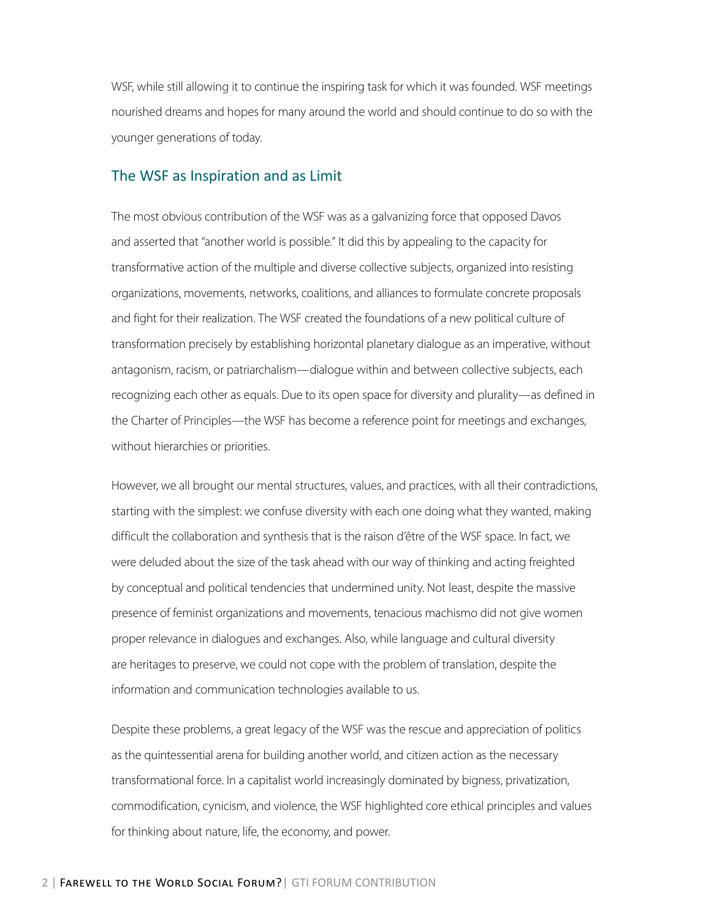WSF, while still allowing it to continue the inspiring task for which it was founded. WSF meetings nourished dreams and hopes for many around the world and should continue to do so with the younger generations of today.

## The WSF as Inspiration and as Limit

The most obvious contribution of the WSF was as a galvanizing force that opposed Davos and asserted that "another world is possible." It did this by appealing to the capacity for transformative action of the multiple and diverse collective subjects, organized into resisting organizations, movements, networks, coalitions, and alliances to formulate concrete proposals and fight for their realization. The WSF created the foundations of a new political culture of transformation precisely by establishing horizontal planetary dialogue as an imperative, without antagonism, racism, or patriarchalism—dialogue within and between collective subjects, each recognizing each other as equals. Due to its open space for diversity and plurality—as defined in the Charter of Principles—the WSF has become a reference point for meetings and exchanges, without hierarchies or priorities.

However, we all brought our mental structures, values, and practices, with all their contradictions, starting with the simplest: we confuse diversity with each one doing what they wanted, making difficult the collaboration and synthesis that is the raison d'être of the WSF space. In fact, we were deluded about the size of the task ahead with our way of thinking and acting freighted by conceptual and political tendencies that undermined unity. Not least, despite the massive presence of feminist organizations and movements, tenacious machismo did not give women proper relevance in dialogues and exchanges. Also, while language and cultural diversity are heritages to preserve, we could not cope with the problem of translation, despite the information and communication technologies available to us.

Despite these problems, a great legacy of the WSF was the rescue and appreciation of politics as the quintessential arena for building another world, and citizen action as the necessary transformational force. In a capitalist world increasingly dominated by bigness, privatization, commodification, cynicism, and violence, the WSF highlighted core ethical principles and values for thinking about nature, life, the economy, and power.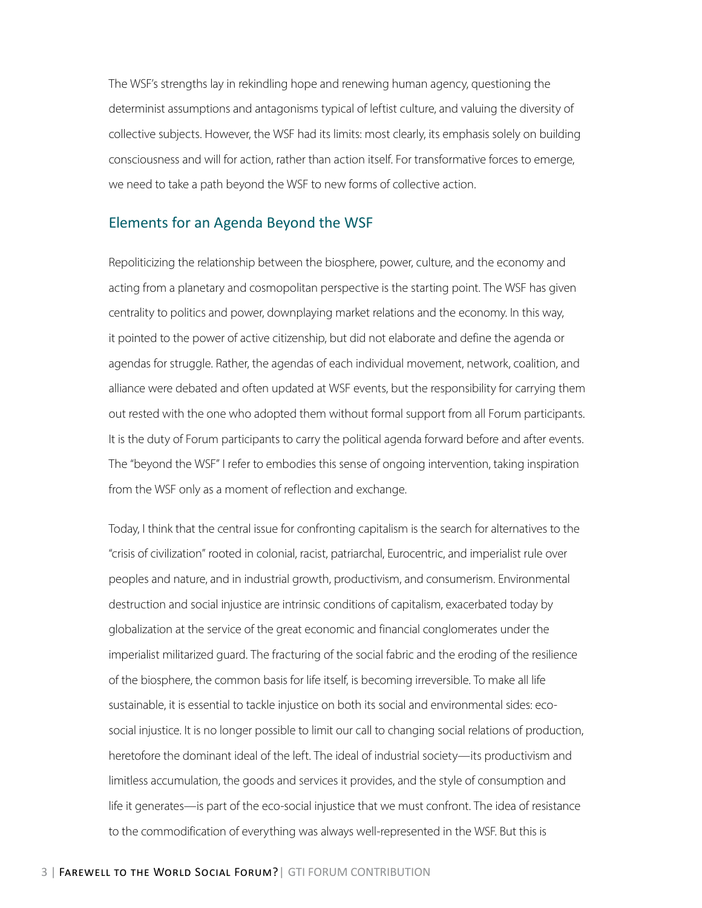The WSF's strengths lay in rekindling hope and renewing human agency, questioning the determinist assumptions and antagonisms typical of leftist culture, and valuing the diversity of collective subjects. However, the WSF had its limits: most clearly, its emphasis solely on building consciousness and will for action, rather than action itself. For transformative forces to emerge, we need to take a path beyond the WSF to new forms of collective action.

## Elements for an Agenda Beyond the WSF

Repoliticizing the relationship between the biosphere, power, culture, and the economy and acting from a planetary and cosmopolitan perspective is the starting point. The WSF has given centrality to politics and power, downplaying market relations and the economy. In this way, it pointed to the power of active citizenship, but did not elaborate and define the agenda or agendas for struggle. Rather, the agendas of each individual movement, network, coalition, and alliance were debated and often updated at WSF events, but the responsibility for carrying them out rested with the one who adopted them without formal support from all Forum participants. It is the duty of Forum participants to carry the political agenda forward before and after events. The "beyond the WSF" I refer to embodies this sense of ongoing intervention, taking inspiration from the WSF only as a moment of reflection and exchange.

Today, I think that the central issue for confronting capitalism is the search for alternatives to the "crisis of civilization" rooted in colonial, racist, patriarchal, Eurocentric, and imperialist rule over peoples and nature, and in industrial growth, productivism, and consumerism. Environmental destruction and social injustice are intrinsic conditions of capitalism, exacerbated today by globalization at the service of the great economic and financial conglomerates under the imperialist militarized guard. The fracturing of the social fabric and the eroding of the resilience of the biosphere, the common basis for life itself, is becoming irreversible. To make all life sustainable, it is essential to tackle injustice on both its social and environmental sides: eco-social injustice. It is no longer possible to limit our call to changing social relations of production, heretofore the dominant ideal of the left. The ideal of industrial society—its productivism and limitless accumulation, the goods and services it provides, and the style of consumption and life it generates—is part of the eco-social injustice that we must confront. The idea of resistance to the commodification of everything was always well-represented in the WSF. But this is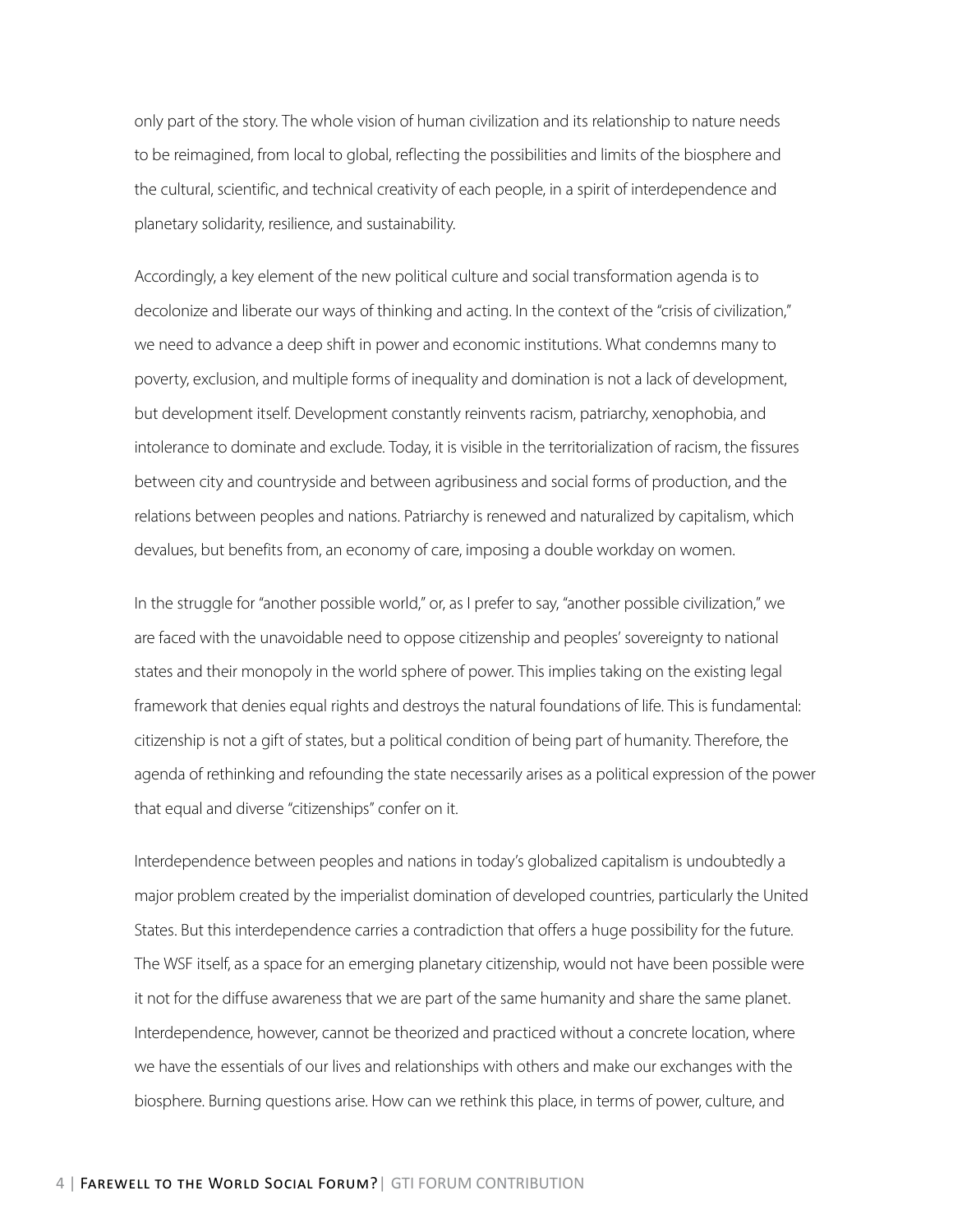only part of the story. The whole vision of human civilization and its relationship to nature needs to be reimagined, from local to global, reflecting the possibilities and limits of the biosphere and the cultural, scientific, and technical creativity of each people, in a spirit of interdependence and planetary solidarity, resilience, and sustainability.

Accordingly, a key element of the new political culture and social transformation agenda is to decolonize and liberate our ways of thinking and acting. In the context of the "crisis of civilization," we need to advance a deep shift in power and economic institutions. What condemns many to poverty, exclusion, and multiple forms of inequality and domination is not a lack of development, but development itself. Development constantly reinvents racism, patriarchy, xenophobia, and intolerance to dominate and exclude. Today, it is visible in the territorialization of racism, the fissures between city and countryside and between agribusiness and social forms of production, and the relations between peoples and nations. Patriarchy is renewed and naturalized by capitalism, which devalues, but benefits from, an economy of care, imposing a double workday on women.

In the struggle for "another possible world," or, as I prefer to say, "another possible civilization," we are faced with the unavoidable need to oppose citizenship and peoples' sovereignty to national states and their monopoly in the world sphere of power. This implies taking on the existing legal framework that denies equal rights and destroys the natural foundations of life. This is fundamental: citizenship is not a gift of states, but a political condition of being part of humanity. Therefore, the agenda of rethinking and refounding the state necessarily arises as a political expression of the power that equal and diverse "citizenships" confer on it.

Interdependence between peoples and nations in today's globalized capitalism is undoubtedly a major problem created by the imperialist domination of developed countries, particularly the United States. But this interdependence carries a contradiction that offers a huge possibility for the future. The WSF itself, as a space for an emerging planetary citizenship, would not have been possible were it not for the diffuse awareness that we are part of the same humanity and share the same planet. Interdependence, however, cannot be theorized and practiced without a concrete location, where we have the essentials of our lives and relationships with others and make our exchanges with the biosphere. Burning questions arise. How can we rethink this place, in terms of power, culture, and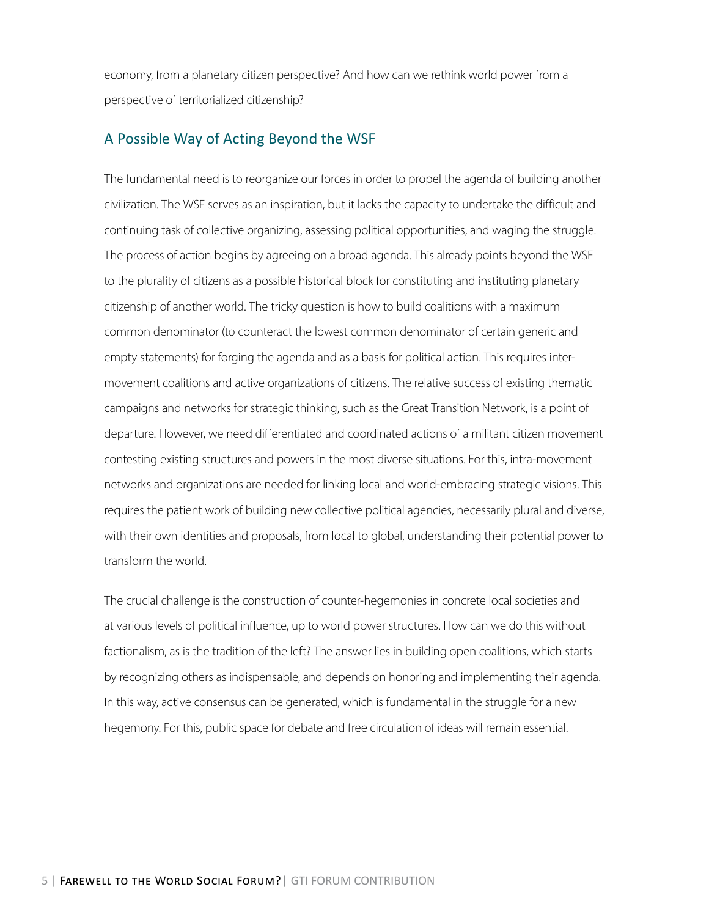economy, from a planetary citizen perspective? And how can we rethink world power from a perspective of territorialized citizenship?

## A Possible Way of Acting Beyond the WSF

The fundamental need is to reorganize our forces in order to propel the agenda of building another civilization. The WSF serves as an inspiration, but it lacks the capacity to undertake the difficult and continuing task of collective organizing, assessing political opportunities, and waging the struggle. The process of action begins by agreeing on a broad agenda. This already points beyond the WSF to the plurality of citizens as a possible historical block for constituting and instituting planetary citizenship of another world. The tricky question is how to build coalitions with a maximum common denominator (to counteract the lowest common denominator of certain generic and empty statements) for forging the agenda and as a basis for political action. This requires inter-movement coalitions and active organizations of citizens. The relative success of existing thematic campaigns and networks for strategic thinking, such as the Great Transition Network, is a point of departure. However, we need differentiated and coordinated actions of a militant citizen movement contesting existing structures and powers in the most diverse situations. For this, intra-movement networks and organizations are needed for linking local and world-embracing strategic visions. This requires the patient work of building new collective political agencies, necessarily plural and diverse, with their own identities and proposals, from local to global, understanding their potential power to transform the world.

The crucial challenge is the construction of counter-hegemonies in concrete local societies and at various levels of political influence, up to world power structures. How can we do this without factionalism, as is the tradition of the left? The answer lies in building open coalitions, which starts by recognizing others as indispensable, and depends on honoring and implementing their agenda. In this way, active consensus can be generated, which is fundamental in the struggle for a new hegemony. For this, public space for debate and free circulation of ideas will remain essential.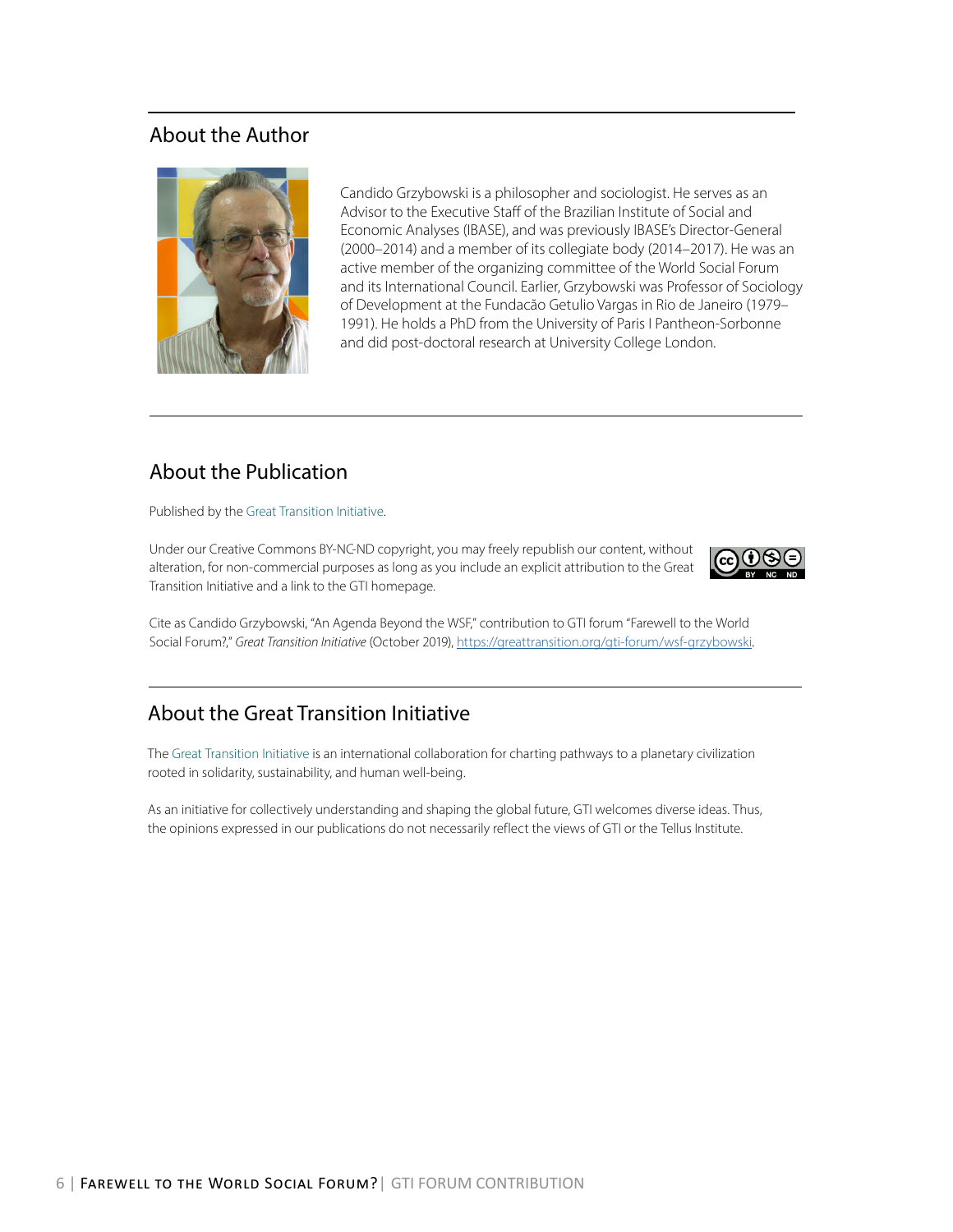## About the Author

Candido Grzybowski is a philosopher and sociologist. He serves as an Advisor to the Executive Staff of the Brazilian Institute of Social and Economic Analyses (IBASE), and was previously IBASE's Director-General (2000–2014) and a member of its collegiate body (2014–2017). He was an active member of the organizing committee of the World Social Forum and its International Council. Earlier, Grzybowski was Professor of Sociology of Development at the Fundacão Getulio Vargas in Rio de Janeiro (1979–1991). He holds a PhD from the University of Paris I Pantheon-Sorbonne and did post-doctoral research at University College London.

## About the Publication

Published by the Great Transition Initiative.

Under our Creative Commons BY-NC-ND copyright, you may freely republish our content, without alteration, for non-commercial purposes as long as you include an explicit attribution to the Great Transition Initiative and a link to the GTI homepage.

Cite as Candido Grzybowski, "An Agenda Beyond the WSF," contribution to GTI forum "Farewell to the World Social Forum?," *Great Transition Initiative* (October 2019), https://greattransition.org/gti-forum/wsf-grzybowski.

## About the Great Transition Initiative

The Great Transition Initiative is an international collaboration for charting pathways to a planetary civilization rooted in solidarity, sustainability, and human well-being.

As an initiative for collectively understanding and shaping the global future, GTI welcomes diverse ideas. Thus, the opinions expressed in our publications do not necessarily reflect the views of GTI or the Tellus Institute.